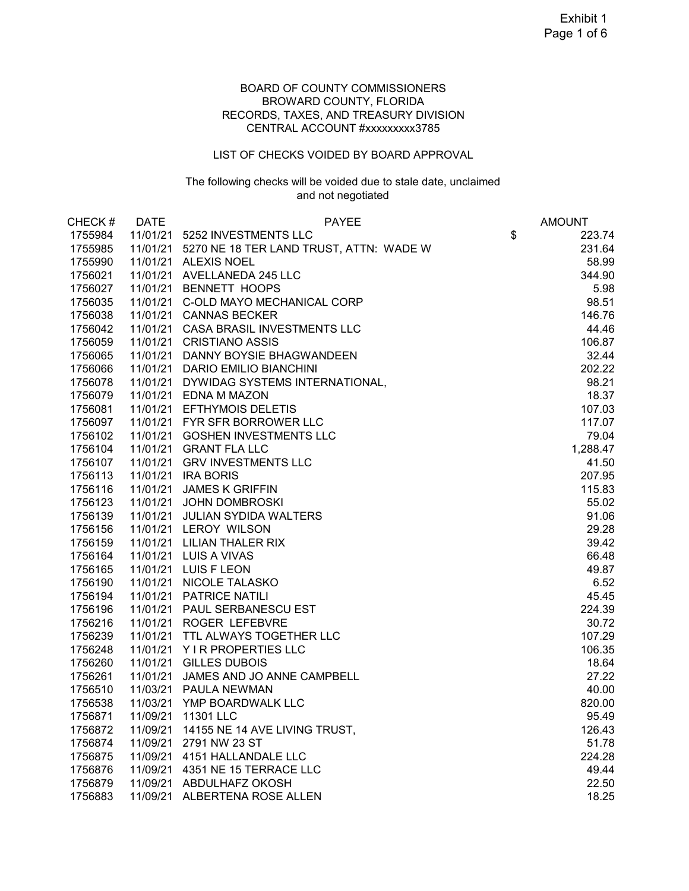BOARD OF COUNTY COMMISSIONERS
BROWARD COUNTY, FLORIDA
RECORDS, TAXES, AND TREASURY DIVISION
CENTRAL ACCOUNT #xxxxxxxxx3785

LIST OF CHECKS VOIDED BY BOARD APPROVAL

The following checks will be voided due to stale date, unclaimed and not negotiated

| CHECK # | DATE | PAYEE | AMOUNT |
|---|---|---|---|
| 1755984 | 11/01/21 | 5252 INVESTMENTS LLC | $ 223.74 |
| 1755985 | 11/01/21 | 5270 NE 18 TER LAND TRUST, ATTN: WADE W | 231.64 |
| 1755990 | 11/01/21 | ALEXIS NOEL | 58.99 |
| 1756021 | 11/01/21 | AVELLANEDA 245 LLC | 344.90 |
| 1756027 | 11/01/21 | BENNETT HOOPS | 5.98 |
| 1756035 | 11/01/21 | C-OLD MAYO MECHANICAL CORP | 98.51 |
| 1756038 | 11/01/21 | CANNAS BECKER | 146.76 |
| 1756042 | 11/01/21 | CASA BRASIL INVESTMENTS LLC | 44.46 |
| 1756059 | 11/01/21 | CRISTIANO ASSIS | 106.87 |
| 1756065 | 11/01/21 | DANNY BOYSIE BHAGWANDEEN | 32.44 |
| 1756066 | 11/01/21 | DARIO EMILIO BIANCHINI | 202.22 |
| 1756078 | 11/01/21 | DYWIDAG SYSTEMS INTERNATIONAL, | 98.21 |
| 1756079 | 11/01/21 | EDNA M MAZON | 18.37 |
| 1756081 | 11/01/21 | EFTHYMOIS DELETIS | 107.03 |
| 1756097 | 11/01/21 | FYR SFR BORROWER LLC | 117.07 |
| 1756102 | 11/01/21 | GOSHEN INVESTMENTS LLC | 79.04 |
| 1756104 | 11/01/21 | GRANT FLA LLC | 1,288.47 |
| 1756107 | 11/01/21 | GRV INVESTMENTS LLC | 41.50 |
| 1756113 | 11/01/21 | IRA BORIS | 207.95 |
| 1756116 | 11/01/21 | JAMES K GRIFFIN | 115.83 |
| 1756123 | 11/01/21 | JOHN DOMBROSKI | 55.02 |
| 1756139 | 11/01/21 | JULIAN SYDIDA WALTERS | 91.06 |
| 1756156 | 11/01/21 | LEROY WILSON | 29.28 |
| 1756159 | 11/01/21 | LILIAN THALER RIX | 39.42 |
| 1756164 | 11/01/21 | LUIS A VIVAS | 66.48 |
| 1756165 | 11/01/21 | LUIS F LEON | 49.87 |
| 1756190 | 11/01/21 | NICOLE TALASKO | 6.52 |
| 1756194 | 11/01/21 | PATRICE NATILI | 45.45 |
| 1756196 | 11/01/21 | PAUL SERBANESCU EST | 224.39 |
| 1756216 | 11/01/21 | ROGER LEFEBVRE | 30.72 |
| 1756239 | 11/01/21 | TTL ALWAYS TOGETHER LLC | 107.29 |
| 1756248 | 11/01/21 | Y I R PROPERTIES LLC | 106.35 |
| 1756260 | 11/01/21 | GILLES DUBOIS | 18.64 |
| 1756261 | 11/01/21 | JAMES AND JO ANNE CAMPBELL | 27.22 |
| 1756510 | 11/03/21 | PAULA NEWMAN | 40.00 |
| 1756538 | 11/03/21 | YMP BOARDWALK LLC | 820.00 |
| 1756871 | 11/09/21 | 11301 LLC | 95.49 |
| 1756872 | 11/09/21 | 14155 NE 14 AVE LIVING TRUST, | 126.43 |
| 1756874 | 11/09/21 | 2791 NW 23 ST | 51.78 |
| 1756875 | 11/09/21 | 4151 HALLANDALE LLC | 224.28 |
| 1756876 | 11/09/21 | 4351 NE 15 TERRACE LLC | 49.44 |
| 1756879 | 11/09/21 | ABDULHAFZ OKOSH | 22.50 |
| 1756883 | 11/09/21 | ALBERTENA ROSE ALLEN | 18.25 |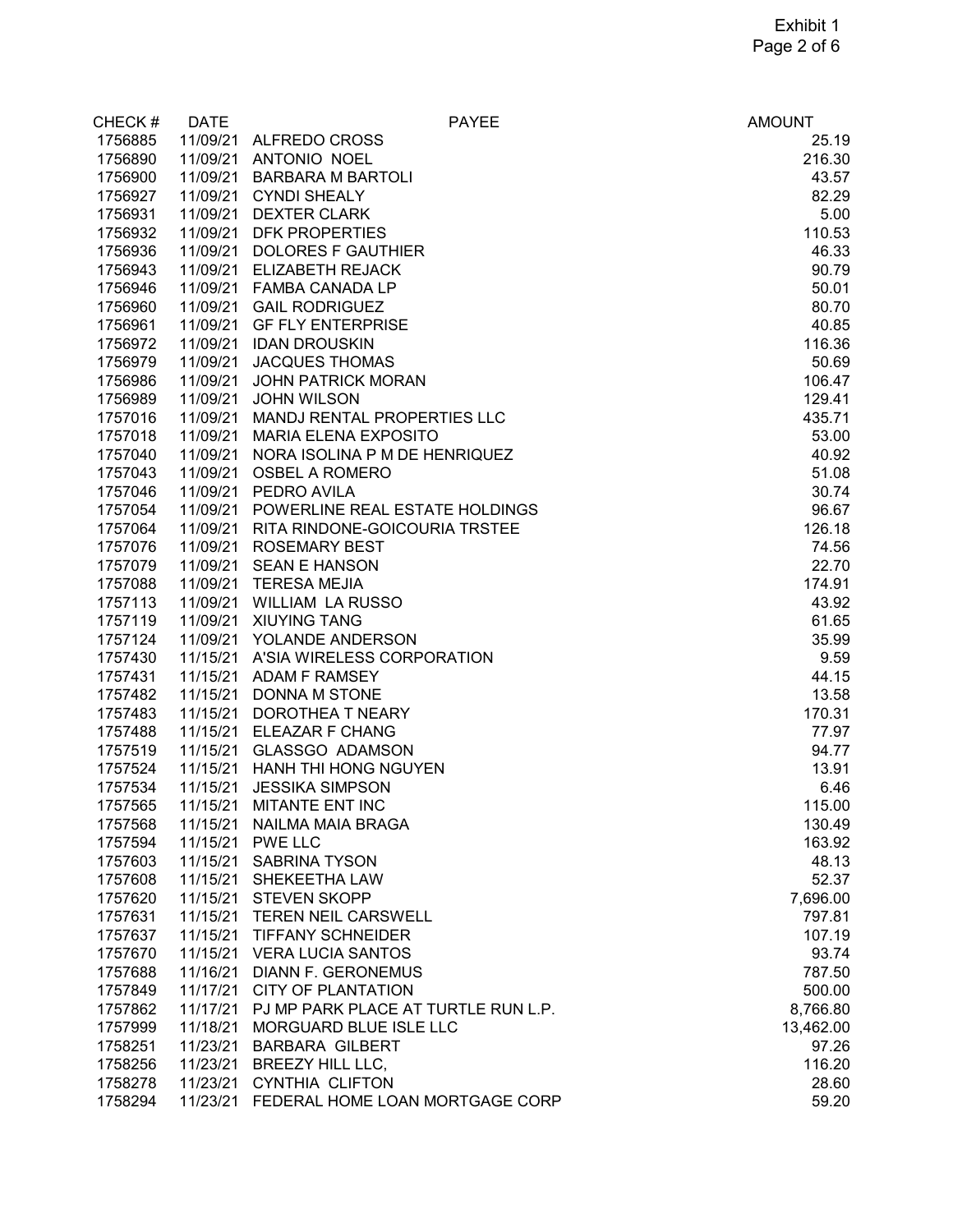| CHECK # | DATE | PAYEE | AMOUNT |
|---|---|---|---|
| 1756885 | 11/09/21 | ALFREDO CROSS | 25.19 |
| 1756890 | 11/09/21 | ANTONIO NOEL | 216.30 |
| 1756900 | 11/09/21 | BARBARA M BARTOLI | 43.57 |
| 1756927 | 11/09/21 | CYNDI SHEALY | 82.29 |
| 1756931 | 11/09/21 | DEXTER CLARK | 5.00 |
| 1756932 | 11/09/21 | DFK PROPERTIES | 110.53 |
| 1756936 | 11/09/21 | DOLORES F GAUTHIER | 46.33 |
| 1756943 | 11/09/21 | ELIZABETH REJACK | 90.79 |
| 1756946 | 11/09/21 | FAMBA CANADA LP | 50.01 |
| 1756960 | 11/09/21 | GAIL RODRIGUEZ | 80.70 |
| 1756961 | 11/09/21 | GF FLY ENTERPRISE | 40.85 |
| 1756972 | 11/09/21 | IDAN DROUSKIN | 116.36 |
| 1756979 | 11/09/21 | JACQUES THOMAS | 50.69 |
| 1756986 | 11/09/21 | JOHN PATRICK MORAN | 106.47 |
| 1756989 | 11/09/21 | JOHN WILSON | 129.41 |
| 1757016 | 11/09/21 | MANDJ RENTAL PROPERTIES LLC | 435.71 |
| 1757018 | 11/09/21 | MARIA ELENA EXPOSITO | 53.00 |
| 1757040 | 11/09/21 | NORA ISOLINA P M DE HENRIQUEZ | 40.92 |
| 1757043 | 11/09/21 | OSBEL A ROMERO | 51.08 |
| 1757046 | 11/09/21 | PEDRO AVILA | 30.74 |
| 1757054 | 11/09/21 | POWERLINE REAL ESTATE HOLDINGS | 96.67 |
| 1757064 | 11/09/21 | RITA RINDONE-GOICOURIA TRSTEE | 126.18 |
| 1757076 | 11/09/21 | ROSEMARY BEST | 74.56 |
| 1757079 | 11/09/21 | SEAN E HANSON | 22.70 |
| 1757088 | 11/09/21 | TERESA MEJIA | 174.91 |
| 1757113 | 11/09/21 | WILLIAM LA RUSSO | 43.92 |
| 1757119 | 11/09/21 | XIUYING TANG | 61.65 |
| 1757124 | 11/09/21 | YOLANDE ANDERSON | 35.99 |
| 1757430 | 11/15/21 | A'SIA WIRELESS CORPORATION | 9.59 |
| 1757431 | 11/15/21 | ADAM F RAMSEY | 44.15 |
| 1757482 | 11/15/21 | DONNA M STONE | 13.58 |
| 1757483 | 11/15/21 | DOROTHEA T NEARY | 170.31 |
| 1757488 | 11/15/21 | ELEAZAR F CHANG | 77.97 |
| 1757519 | 11/15/21 | GLASSGO ADAMSON | 94.77 |
| 1757524 | 11/15/21 | HANH THI HONG NGUYEN | 13.91 |
| 1757534 | 11/15/21 | JESSIKA SIMPSON | 6.46 |
| 1757565 | 11/15/21 | MITANTE ENT INC | 115.00 |
| 1757568 | 11/15/21 | NAILMA MAIA BRAGA | 130.49 |
| 1757594 | 11/15/21 | PWE LLC | 163.92 |
| 1757603 | 11/15/21 | SABRINA TYSON | 48.13 |
| 1757608 | 11/15/21 | SHEKEETHA LAW | 52.37 |
| 1757620 | 11/15/21 | STEVEN SKOPP | 7,696.00 |
| 1757631 | 11/15/21 | TEREN NEIL CARSWELL | 797.81 |
| 1757637 | 11/15/21 | TIFFANY SCHNEIDER | 107.19 |
| 1757670 | 11/15/21 | VERA LUCIA SANTOS | 93.74 |
| 1757688 | 11/16/21 | DIANN F. GERONEMUS | 787.50 |
| 1757849 | 11/17/21 | CITY OF PLANTATION | 500.00 |
| 1757862 | 11/17/21 | PJ MP PARK PLACE AT TURTLE RUN L.P. | 8,766.80 |
| 1757999 | 11/18/21 | MORGUARD BLUE ISLE LLC | 13,462.00 |
| 1758251 | 11/23/21 | BARBARA GILBERT | 97.26 |
| 1758256 | 11/23/21 | BREEZY HILL LLC, | 116.20 |
| 1758278 | 11/23/21 | CYNTHIA CLIFTON | 28.60 |
| 1758294 | 11/23/21 | FEDERAL HOME LOAN MORTGAGE CORP | 59.20 |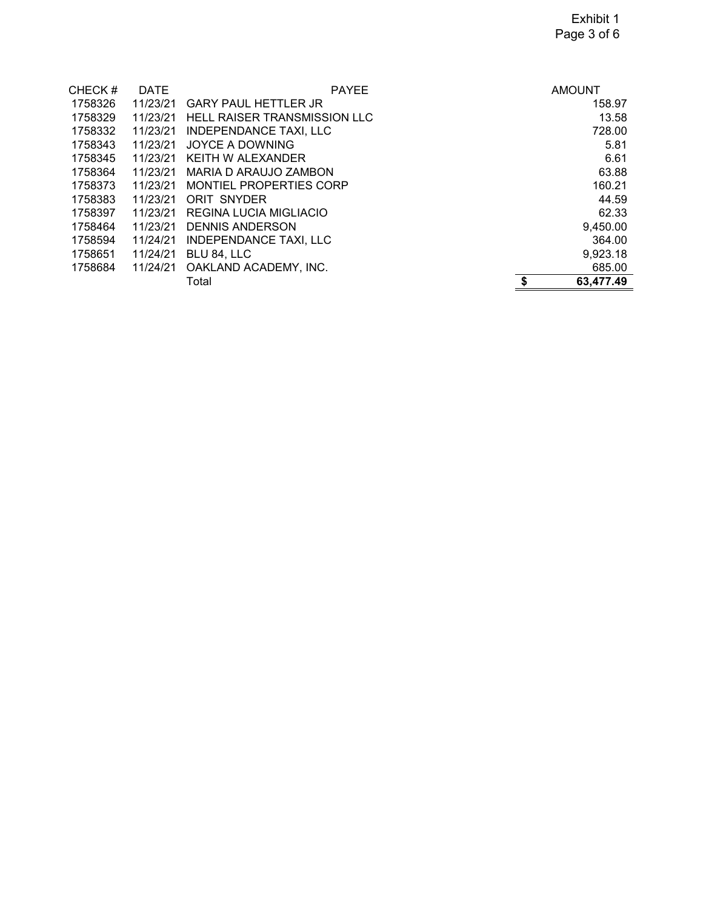Exhibit 1

| CHECK # | DATE | PAYEE | AMOUNT |
|---|---|---|---|
| 1758326 | 11/23/21 | GARY PAUL HETTLER JR | 158.97 |
| 1758329 | 11/23/21 | HELL RAISER TRANSMISSION LLC | 13.58 |
| 1758332 | 11/23/21 | INDEPENDANCE TAXI, LLC | 728.00 |
| 1758343 | 11/23/21 | JOYCE A DOWNING | 5.81 |
| 1758345 | 11/23/21 | KEITH W ALEXANDER | 6.61 |
| 1758364 | 11/23/21 | MARIA D ARAUJO ZAMBON | 63.88 |
| 1758373 | 11/23/21 | MONTIEL PROPERTIES CORP | 160.21 |
| 1758383 | 11/23/21 | ORIT SNYDER | 44.59 |
| 1758397 | 11/23/21 | REGINA LUCIA MIGLIACIO | 62.33 |
| 1758464 | 11/23/21 | DENNIS ANDERSON | 9,450.00 |
| 1758594 | 11/24/21 | INDEPENDANCE TAXI, LLC | 364.00 |
| 1758651 | 11/24/21 | BLU 84, LLC | 9,923.18 |
| 1758684 | 11/24/21 | OAKLAND ACADEMY, INC. | 685.00 |
| | | Total | **$ 63,477.49** |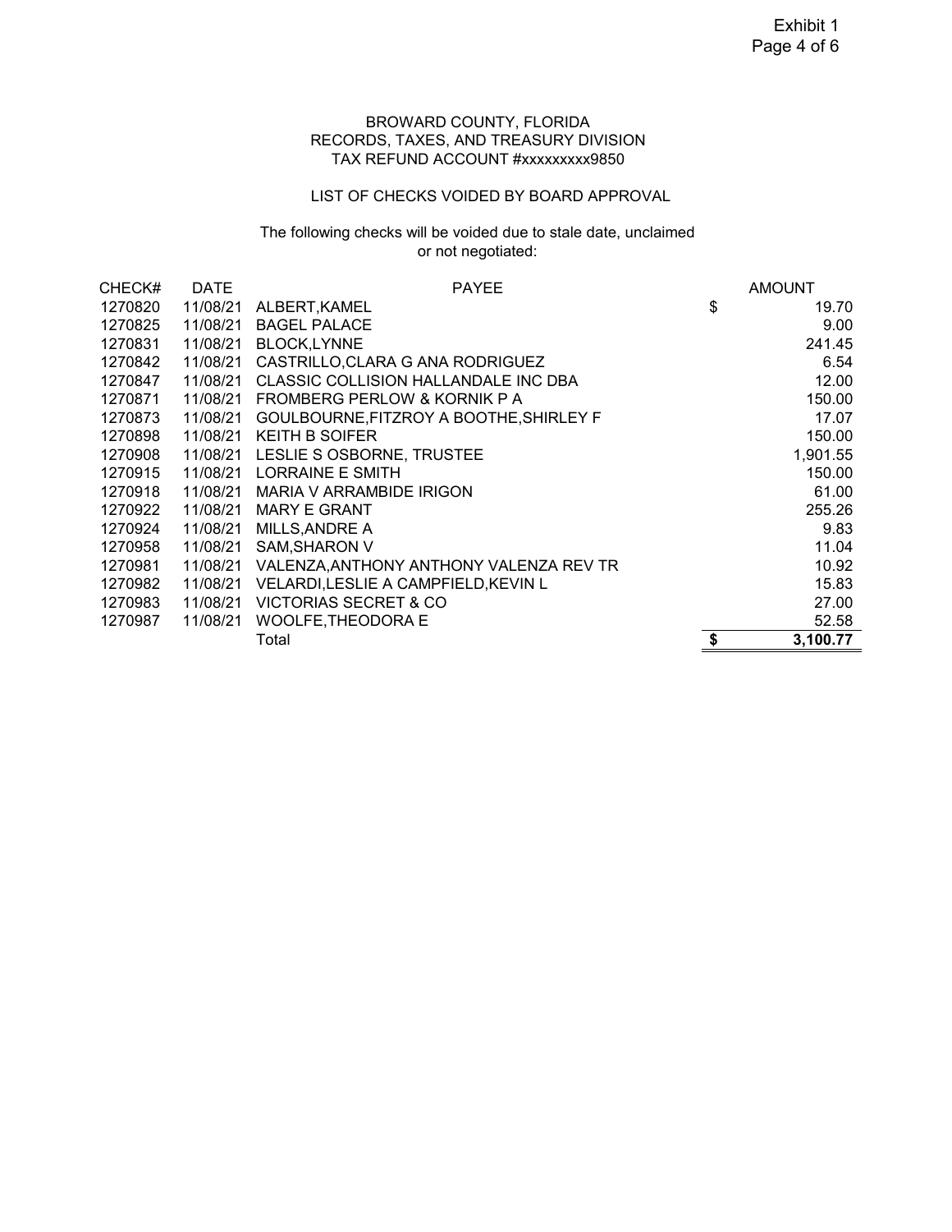Exhibit 1

BROWARD COUNTY, FLORIDA
RECORDS, TAXES, AND TREASURY DIVISION
TAX REFUND ACCOUNT #xxxxxxxxx9850

LIST OF CHECKS VOIDED BY BOARD APPROVAL

The following checks will be voided due to stale date, unclaimed or not negotiated:

| CHECK# | DATE | PAYEE | AMOUNT |
|---|---|---|---|
| 1270820 | 11/08/21 | ALBERT,KAMEL | $ 19.70 |
| 1270825 | 11/08/21 | BAGEL PALACE | 9.00 |
| 1270831 | 11/08/21 | BLOCK,LYNNE | 241.45 |
| 1270842 | 11/08/21 | CASTRILLO,CLARA G ANA RODRIGUEZ | 6.54 |
| 1270847 | 11/08/21 | CLASSIC COLLISION HALLANDALE INC DBA | 12.00 |
| 1270871 | 11/08/21 | FROMBERG PERLOW & KORNIK P A | 150.00 |
| 1270873 | 11/08/21 | GOULBOURNE,FITZROY A BOOTHE,SHIRLEY F | 17.07 |
| 1270898 | 11/08/21 | KEITH B SOIFER | 150.00 |
| 1270908 | 11/08/21 | LESLIE S OSBORNE, TRUSTEE | 1,901.55 |
| 1270915 | 11/08/21 | LORRAINE E SMITH | 150.00 |
| 1270918 | 11/08/21 | MARIA V ARRAMBIDE IRIGON | 61.00 |
| 1270922 | 11/08/21 | MARY E GRANT | 255.26 |
| 1270924 | 11/08/21 | MILLS,ANDRE A | 9.83 |
| 1270958 | 11/08/21 | SAM,SHARON V | 11.04 |
| 1270981 | 11/08/21 | VALENZA,ANTHONY ANTHONY VALENZA REV TR | 10.92 |
| 1270982 | 11/08/21 | VELARDI,LESLIE A CAMPFIELD,KEVIN L | 15.83 |
| 1270983 | 11/08/21 | VICTORIAS SECRET & CO | 27.00 |
| 1270987 | 11/08/21 | WOOLFE,THEODORA E | 52.58 |
| | | Total | **$ 3,100.77** |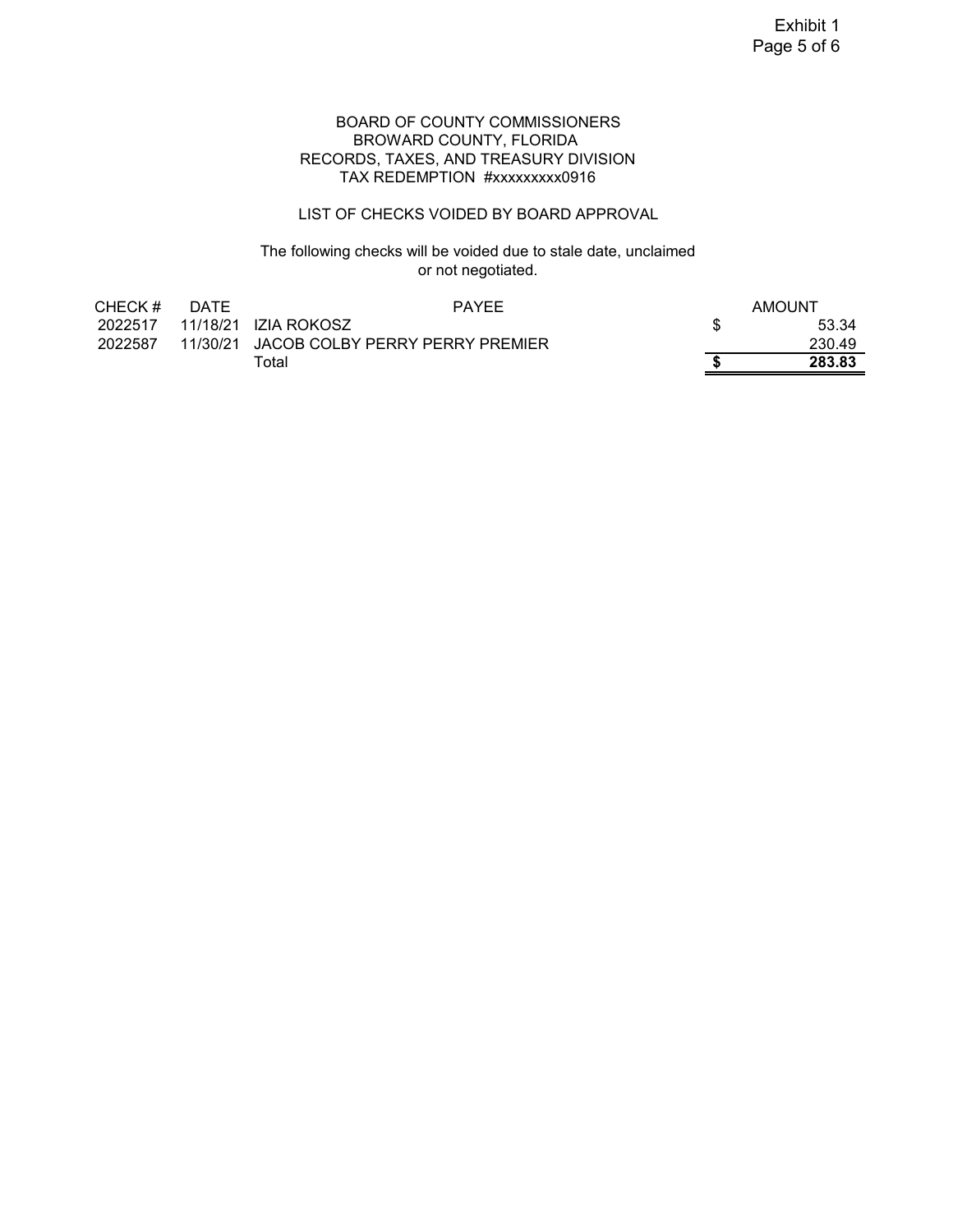Exhibit 1

BOARD OF COUNTY COMMISSIONERS
BROWARD COUNTY, FLORIDA
RECORDS, TAXES, AND TREASURY DIVISION
TAX REDEMPTION #xxxxxxxxx0916

LIST OF CHECKS VOIDED BY BOARD APPROVAL

The following checks will be voided due to stale date, unclaimed or not negotiated.

| CHECK # | DATE | PAYEE | | AMOUNT |
|---|---|---|---|---|
| 2022517 | 11/18/21 | IZIA ROKOSZ | $ | 53.34 |
| 2022587 | 11/30/21 | JACOB COLBY PERRY PERRY PREMIER | | 230.49 |
| | | Total | **$** | **283.83** |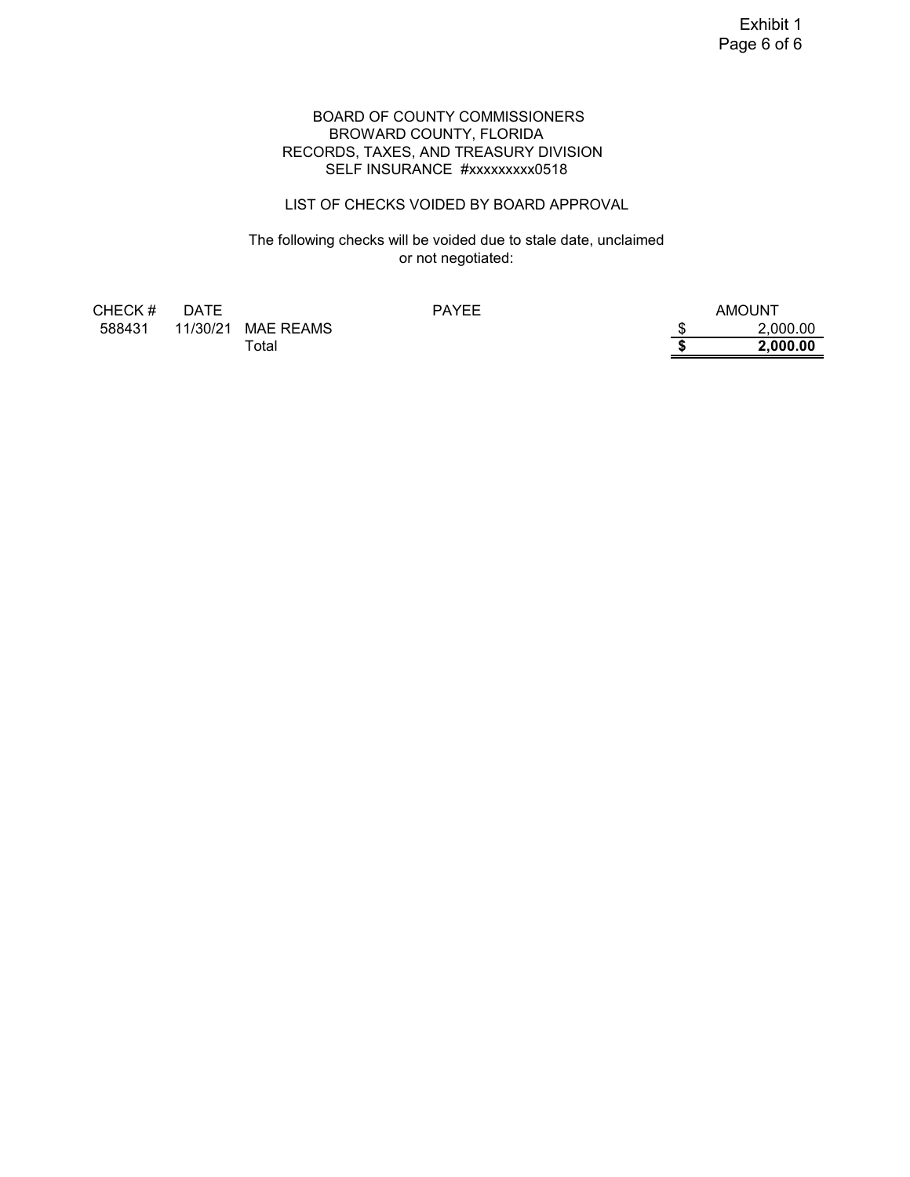Exhibit 1

BOARD OF COUNTY COMMISSIONERS
BROWARD COUNTY, FLORIDA
RECORDS, TAXES, AND TREASURY DIVISION
SELF INSURANCE #xxxxxxxxx0518

LIST OF CHECKS VOIDED BY BOARD APPROVAL

The following checks will be voided due to stale date, unclaimed or not negotiated:

| CHECK # | DATE | PAYEE | AMOUNT |
|---|---|---|---|
| 588431 | 11/30/21 | MAE REAMS | $ 2,000.00 |
| | | Total | **$ 2,000.00** |